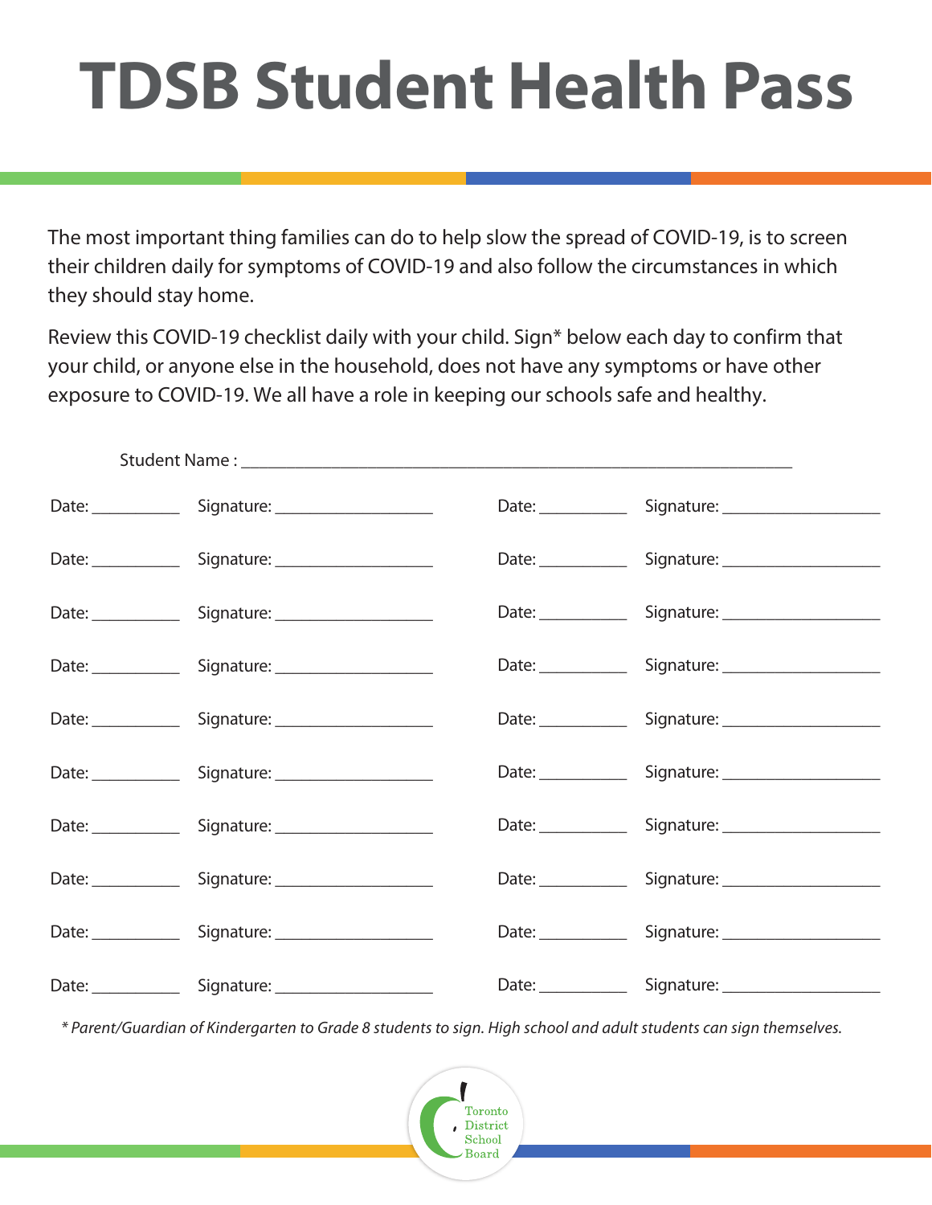# TDSB Student Health Pass

The most important thing families can do to help slow the spread of COVID-19, is to screen their children daily for symptoms of COVID-19 and also follow the circumstances in which they should stay home.

Review this COVID-19 checklist daily with your child. Sign* below each day to confirm that your child, or anyone else in the household, does not have any symptoms or have other exposure to COVID-19. We all have a role in keeping our schools safe and healthy.

Student Name : ___________________________________________________________

| Date: | Signature: | Date: | Signature: |
|---|---|---|---|
| Date: __________ | Signature: __________________ | Date: __________ | Signature: __________________ |
| Date: __________ | Signature: __________________ | Date: __________ | Signature: __________________ |
| Date: __________ | Signature: __________________ | Date: __________ | Signature: __________________ |
| Date: __________ | Signature: __________________ | Date: __________ | Signature: __________________ |
| Date: __________ | Signature: __________________ | Date: __________ | Signature: __________________ |
| Date: __________ | Signature: __________________ | Date: __________ | Signature: __________________ |
| Date: __________ | Signature: __________________ | Date: __________ | Signature: __________________ |
| Date: __________ | Signature: __________________ | Date: __________ | Signature: __________________ |
| Date: __________ | Signature: __________________ | Date: __________ | Signature: __________________ |
| Date: __________ | Signature: __________________ | Date: __________ | Signature: __________________ |

*\* Parent/Guardian of Kindergarten to Grade 8 students to sign. High school and adult students can sign themselves.*

Toronto District School Board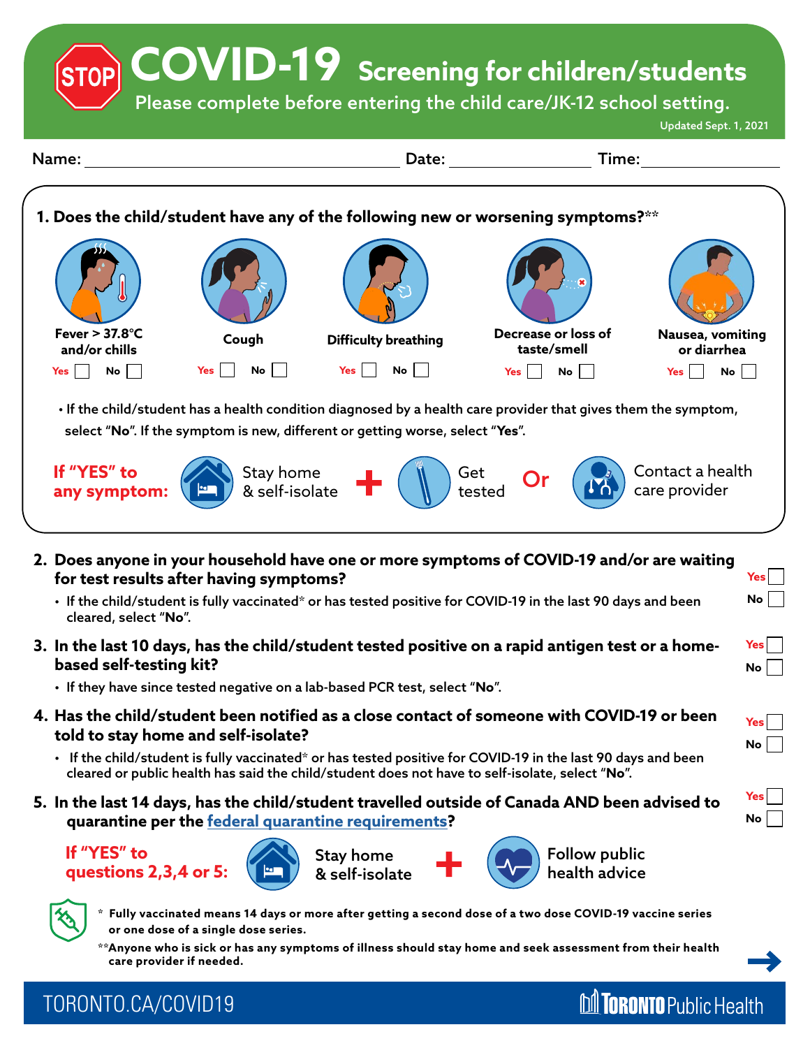# COVID-19 Screening for children/students

Please complete before entering the child care/JK-12 school setting.

Updated Sept. 1, 2021

Name: ______________________ Date: ____________ Time: ____________

**1. Does the child/student have any of the following new or worsening symptoms?****

| Symptom | Yes | No |
|---|---|---|
| Fever > 37.8°C and/or chills | ☐ | ☐ |
| Cough | ☐ | ☐ |
| Difficulty breathing | ☐ | ☐ |
| Decrease or loss of taste/smell | ☐ | ☐ |
| Nausea, vomiting or diarrhea | ☐ | ☐ |

- If the child/student has a health condition diagnosed by a health care provider that gives them the symptom, select "**No**". If the symptom is new, different or getting worse, select "**Yes**".

**If "YES" to any symptom:** Stay home & self-isolate + Get tested Or Contact a health care provider

**2. Does anyone in your household have one or more symptoms of COVID-19 and/or are waiting for test results after having symptoms?** Yes ☐ No ☐

- If the child/student is fully vaccinated* or has tested positive for COVID-19 in the last 90 days and been cleared, select "**No**".

**3. In the last 10 days, has the child/student tested positive on a rapid antigen test or a home-based self-testing kit?** Yes ☐ No ☐

- If they have since tested negative on a lab-based PCR test, select "**No**".

**4. Has the child/student been notified as a close contact of someone with COVID-19 or been told to stay home and self-isolate?** Yes ☐ No ☐

- If the child/student is fully vaccinated* or has tested positive for COVID-19 in the last 90 days and been cleared or public health has said the child/student does not have to self-isolate, select "**No**".

**5. In the last 14 days, has the child/student travelled outside of Canada AND been advised to quarantine per the federal quarantine requirements?** Yes ☐ No ☐

**If "YES" to questions 2,3,4 or 5:** Stay home & self-isolate + Follow public health advice

\* **Fully vaccinated means 14 days or more after getting a second dose of a two dose COVID-19 vaccine series or one dose of a single dose series.**

\*\***Anyone who is sick or has any symptoms of illness should stay home and seek assessment from their health care provider if needed.**

TORONTO.CA/COVID19

Toronto Public Health